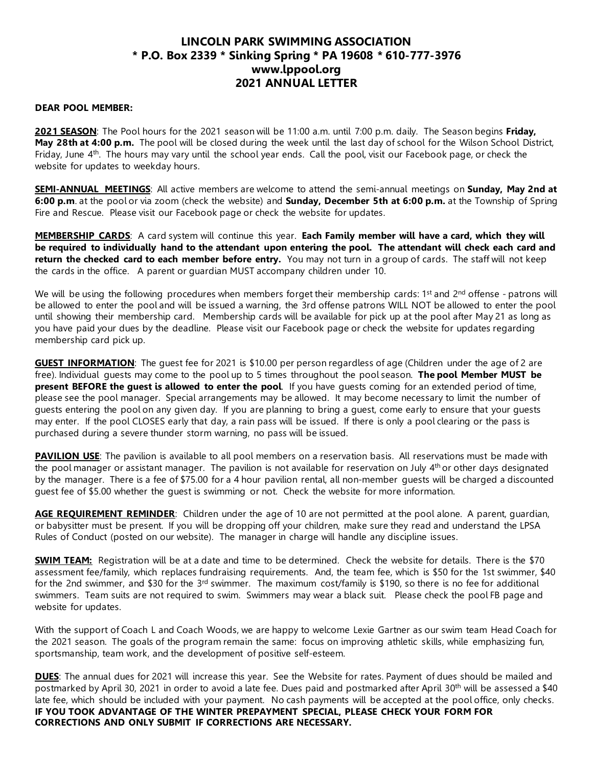# LINCOLN PARK SWIMMING ASSOCIATION
## * P.O. Box 2339 * Sinking Spring * PA 19608 * 610-777-3976
## www.lppool.org
## 2021 ANNUAL LETTER

**DEAR POOL MEMBER:**

**2021 SEASON**: The Pool hours for the 2021 season will be 11:00 a.m. until 7:00 p.m. daily. The Season begins **Friday, May 28th at 4:00 p.m.** The pool will be closed during the week until the last day of school for the Wilson School District, Friday, June 4th. The hours may vary until the school year ends. Call the pool, visit our Facebook page, or check the website for updates to weekday hours.

**SEMI-ANNUAL MEETINGS**: All active members are welcome to attend the semi-annual meetings on **Sunday, May 2nd at 6:00 p.m**. at the pool or via zoom (check the website) and **Sunday, December 5th at 6:00 p.m.** at the Township of Spring Fire and Rescue. Please visit our Facebook page or check the website for updates.

**MEMBERSHIP CARDS**: A card system will continue this year. **Each Family member will have a card, which they will be required to individually hand to the attendant upon entering the pool. The attendant will check each card and return the checked card to each member before entry.** You may not turn in a group of cards. The staff will not keep the cards in the office. A parent or guardian MUST accompany children under 10.

We will be using the following procedures when members forget their membership cards: 1st and 2nd offense - patrons will be allowed to enter the pool and will be issued a warning, the 3rd offense patrons WILL NOT be allowed to enter the pool until showing their membership card. Membership cards will be available for pick up at the pool after May 21 as long as you have paid your dues by the deadline. Please visit our Facebook page or check the website for updates regarding membership card pick up.

**GUEST INFORMATION**: The guest fee for 2021 is $10.00 per person regardless of age (Children under the age of 2 are free). Individual guests may come to the pool up to 5 times throughout the pool season. **The pool Member MUST be present BEFORE the guest is allowed to enter the pool**. If you have guests coming for an extended period of time, please see the pool manager. Special arrangements may be allowed. It may become necessary to limit the number of guests entering the pool on any given day. If you are planning to bring a guest, come early to ensure that your guests may enter. If the pool CLOSES early that day, a rain pass will be issued. If there is only a pool clearing or the pass is purchased during a severe thunder storm warning, no pass will be issued.

**PAVILION USE**: The pavilion is available to all pool members on a reservation basis. All reservations must be made with the pool manager or assistant manager. The pavilion is not available for reservation on July 4th or other days designated by the manager. There is a fee of $75.00 for a 4 hour pavilion rental, all non-member guests will be charged a discounted guest fee of $5.00 whether the guest is swimming or not. Check the website for more information.

**AGE REQUIREMENT REMINDER**: Children under the age of 10 are not permitted at the pool alone. A parent, guardian, or babysitter must be present. If you will be dropping off your children, make sure they read and understand the LPSA Rules of Conduct (posted on our website). The manager in charge will handle any discipline issues.

**SWIM TEAM:** Registration will be at a date and time to be determined. Check the website for details. There is the $70 assessment fee/family, which replaces fundraising requirements. And, the team fee, which is $50 for the 1st swimmer, $40 for the 2nd swimmer, and $30 for the 3rd swimmer. The maximum cost/family is $190, so there is no fee for additional swimmers. Team suits are not required to swim. Swimmers may wear a black suit. Please check the pool FB page and website for updates.

With the support of Coach L and Coach Woods, we are happy to welcome Lexie Gartner as our swim team Head Coach for the 2021 season. The goals of the program remain the same: focus on improving athletic skills, while emphasizing fun, sportsmanship, team work, and the development of positive self-esteem.

**DUES**: The annual dues for 2021 will increase this year. See the Website for rates. Payment of dues should be mailed and postmarked by April 30, 2021 in order to avoid a late fee. Dues paid and postmarked after April 30th will be assessed a $40 late fee, which should be included with your payment. No cash payments will be accepted at the pool office, only checks. **IF YOU TOOK ADVANTAGE OF THE WINTER PREPAYMENT SPECIAL, PLEASE CHECK YOUR FORM FOR CORRECTIONS AND ONLY SUBMIT IF CORRECTIONS ARE NECESSARY.**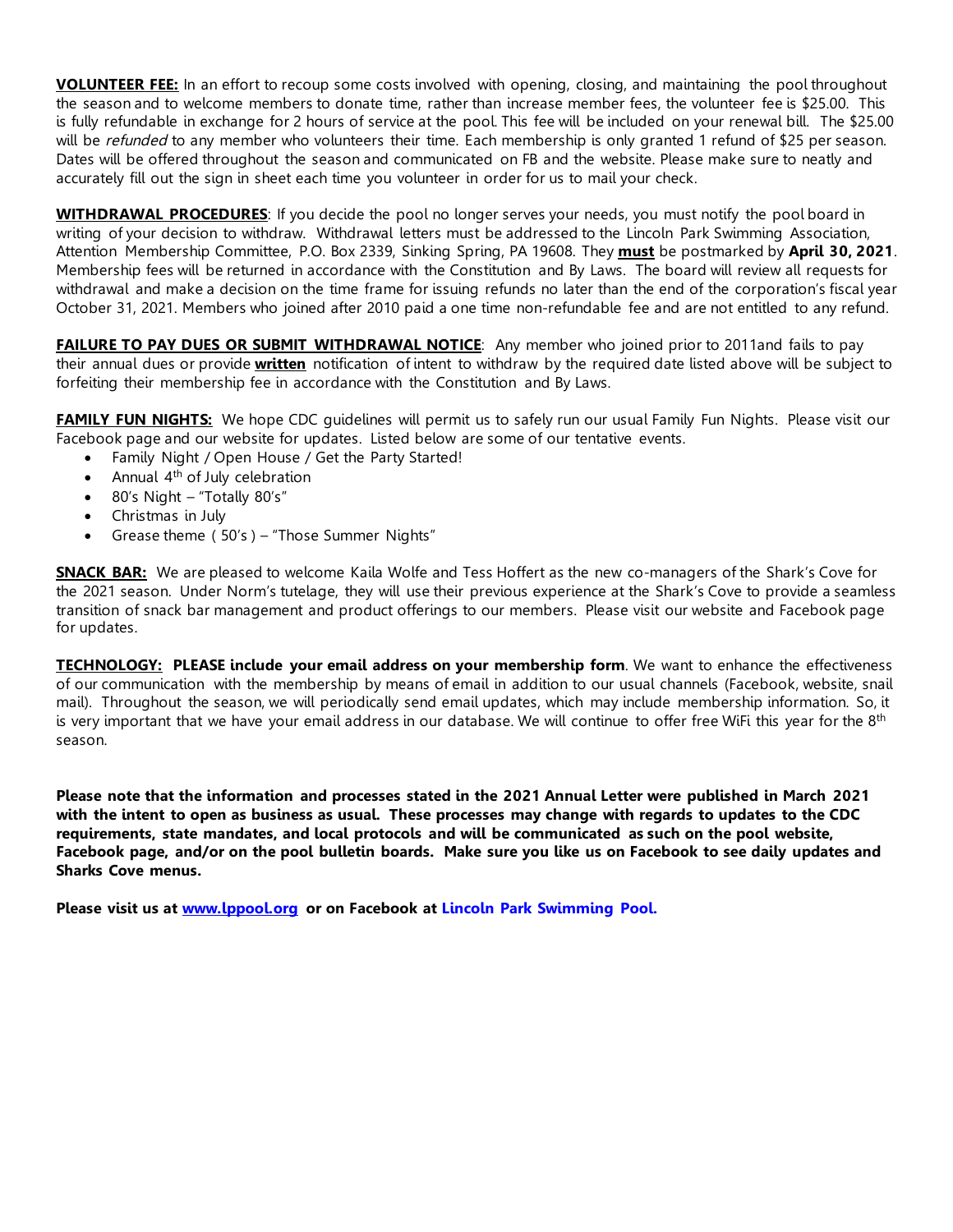**<u>VOLUNTEER FEE:</u>** In an effort to recoup some costs involved with opening, closing, and maintaining the pool throughout the season and to welcome members to donate time, rather than increase member fees, the volunteer fee is $25.00. This is fully refundable in exchange for 2 hours of service at the pool. This fee will be included on your renewal bill. The $25.00 will be *refunded* to any member who volunteers their time. Each membership is only granted 1 refund of $25 per season. Dates will be offered throughout the season and communicated on FB and the website. Please make sure to neatly and accurately fill out the sign in sheet each time you volunteer in order for us to mail your check.

**<u>WITHDRAWAL PROCEDURES</u>**: If you decide the pool no longer serves your needs, you must notify the pool board in writing of your decision to withdraw. Withdrawal letters must be addressed to the Lincoln Park Swimming Association, Attention Membership Committee, P.O. Box 2339, Sinking Spring, PA 19608. They **<u>must</u>** be postmarked by **April 30, 2021**. Membership fees will be returned in accordance with the Constitution and By Laws. The board will review all requests for withdrawal and make a decision on the time frame for issuing refunds no later than the end of the corporation's fiscal year October 31, 2021. Members who joined after 2010 paid a one time non-refundable fee and are not entitled to any refund.

**<u>FAILURE TO PAY DUES OR SUBMIT WITHDRAWAL NOTICE</u>**: Any member who joined prior to 2011and fails to pay their annual dues or provide **<u>written</u>** notification of intent to withdraw by the required date listed above will be subject to forfeiting their membership fee in accordance with the Constitution and By Laws.

**<u>FAMILY FUN NIGHTS:</u>** We hope CDC guidelines will permit us to safely run our usual Family Fun Nights. Please visit our Facebook page and our website for updates. Listed below are some of our tentative events.

- Family Night / Open House / Get the Party Started!
- Annual 4th of July celebration
- 80's Night – "Totally 80's"
- Christmas in July
- Grease theme ( 50's ) – "Those Summer Nights"

**<u>SNACK BAR:</u>** We are pleased to welcome Kaila Wolfe and Tess Hoffert as the new co-managers of the Shark's Cove for the 2021 season. Under Norm's tutelage, they will use their previous experience at the Shark's Cove to provide a seamless transition of snack bar management and product offerings to our members. Please visit our website and Facebook page for updates.

**<u>TECHNOLOGY:</u> PLEASE include your email address on your membership form**. We want to enhance the effectiveness of our communication with the membership by means of email in addition to our usual channels (Facebook, website, snail mail). Throughout the season, we will periodically send email updates, which may include membership information. So, it is very important that we have your email address in our database. We will continue to offer free WiFi this year for the 8th season.

**Please note that the information and processes stated in the 2021 Annual Letter were published in March 2021 with the intent to open as business as usual. These processes may change with regards to updates to the CDC requirements, state mandates, and local protocols and will be communicated as such on the pool website, Facebook page, and/or on the pool bulletin boards. Make sure you like us on Facebook to see daily updates and Sharks Cove menus.**

**Please visit us at <u>www.lppool.org</u> or on Facebook at Lincoln Park Swimming Pool.**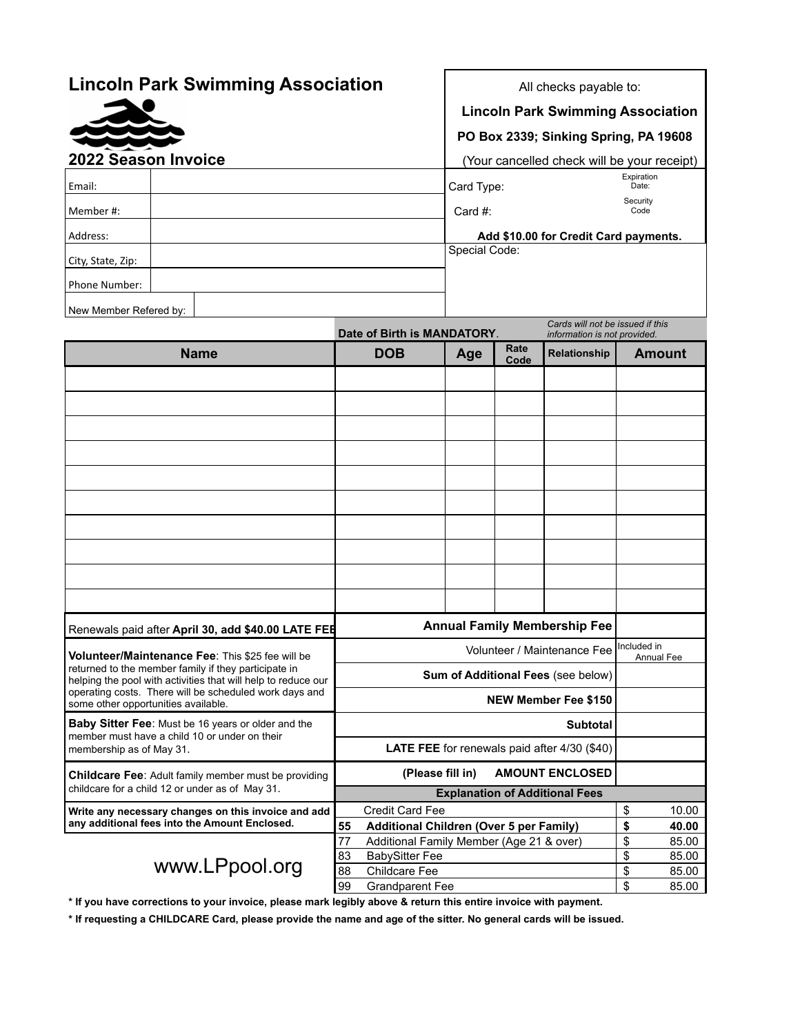# Lincoln Park Swimming Association

## 2022 Season Invoice

All checks payable to:

**Lincoln Park Swimming Association**

**PO Box 2339; Sinking Spring, PA 19608**

(Your cancelled check will be your receipt)

| | |
|---|---|
| Email: | |
| Member #: | |
| Address: | |
| City, State, Zip: | |
| Phone Number: | |
| New Member Refered by: | |

Card Type: Expiration Date:

Card #: Security Code

**Add $10.00 for Credit Card payments.**

Special Code:

**Date of Birth is MANDATORY**. *Cards will not be issued if this information is not provided.*

| Name | DOB | Age | Rate Code | Relationship | Amount |
|---|---|---|---|---|---|
| | | | | | |
| | | | | | |
| | | | | | |
| | | | | | |
| | | | | | |
| | | | | | |
| | | | | | |
| | | | | | |
| | | | | | |
| | | | | | |

Renewals paid after **April 30, add $40.00 LATE FEE**

**Volunteer/Maintenance Fee**: This $25 fee will be returned to the member family if they participate in helping the pool with activities that will help to reduce our operating costs. There will be scheduled work days and some other opportunities available.

**Baby Sitter Fee**: Must be 16 years or older and the member must have a child 10 or under on their membership as of May 31.

**Childcare Fee**: Adult family member must be providing childcare for a child 12 or under as of May 31.

**Write any necessary changes on this invoice and add any additional fees into the Amount Enclosed.**

| | |
|---|---|
| **Annual Family Membership Fee** | |
| Volunteer / Maintenance Fee | Included in Annual Fee |
| **Sum of Additional Fees** (see below) | |
| **NEW Member Fee $150** | |
| **Subtotal** | |
| **LATE FEE** for renewals paid after 4/30 ($40) | |
| **(Please fill in) AMOUNT ENCLOSED** | |

**Explanation of Additional Fees**

| Code | Fee | Amount |
|---|---|---|
| | Credit Card Fee | $ 10.00 |
| **55** | **Additional Children (Over 5 per Family)** | **$ 40.00** |
| 77 | Additional Family Member (Age 21 & over) | $ 85.00 |
| 83 | BabySitter Fee | $ 85.00 |
| 88 | Childcare Fee | $ 85.00 |
| 99 | Grandparent Fee | $ 85.00 |

www.LPpool.org

**\* If you have corrections to your invoice, please mark legibly above & return this entire invoice with payment.**

**\* If requesting a CHILDCARE Card, please provide the name and age of the sitter. No general cards will be issued.**